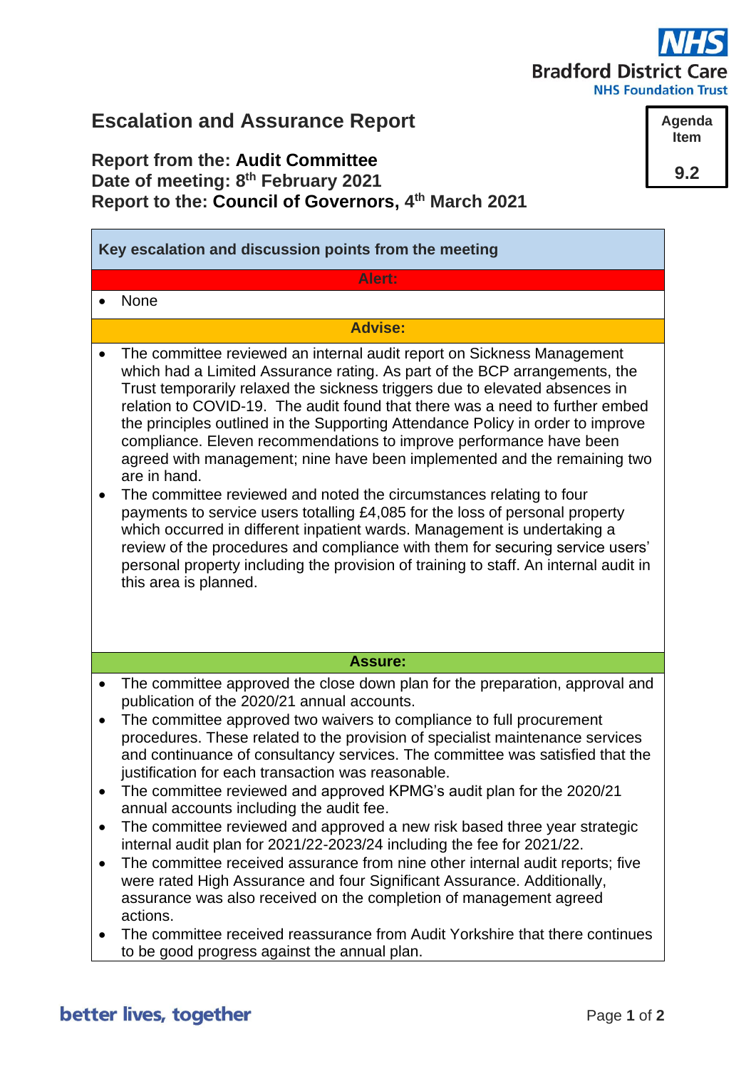Bradford District Care
NHS Foundation Trust

# Escalation and Assurance Report

| Agenda Item |
|---|
| 9.2 |

**Report from the: Audit Committee**
**Date of meeting: 8th February 2021**
**Report to the: Council of Governors, 4th March 2021**

## Key escalation and discussion points from the meeting

### Alert:

- None

### Advise:

- The committee reviewed an internal audit report on Sickness Management which had a Limited Assurance rating. As part of the BCP arrangements, the Trust temporarily relaxed the sickness triggers due to elevated absences in relation to COVID-19. The audit found that there was a need to further embed the principles outlined in the Supporting Attendance Policy in order to improve compliance. Eleven recommendations to improve performance have been agreed with management; nine have been implemented and the remaining two are in hand.
- The committee reviewed and noted the circumstances relating to four payments to service users totalling £4,085 for the loss of personal property which occurred in different inpatient wards. Management is undertaking a review of the procedures and compliance with them for securing service users' personal property including the provision of training to staff. An internal audit in this area is planned.

### Assure:

- The committee approved the close down plan for the preparation, approval and publication of the 2020/21 annual accounts.
- The committee approved two waivers to compliance to full procurement procedures. These related to the provision of specialist maintenance services and continuance of consultancy services. The committee was satisfied that the justification for each transaction was reasonable.
- The committee reviewed and approved KPMG's audit plan for the 2020/21 annual accounts including the audit fee.
- The committee reviewed and approved a new risk based three year strategic internal audit plan for 2021/22-2023/24 including the fee for 2021/22.
- The committee received assurance from nine other internal audit reports; five were rated High Assurance and four Significant Assurance. Additionally, assurance was also received on the completion of management agreed actions.
- The committee received reassurance from Audit Yorkshire that there continues to be good progress against the annual plan.

better lives, together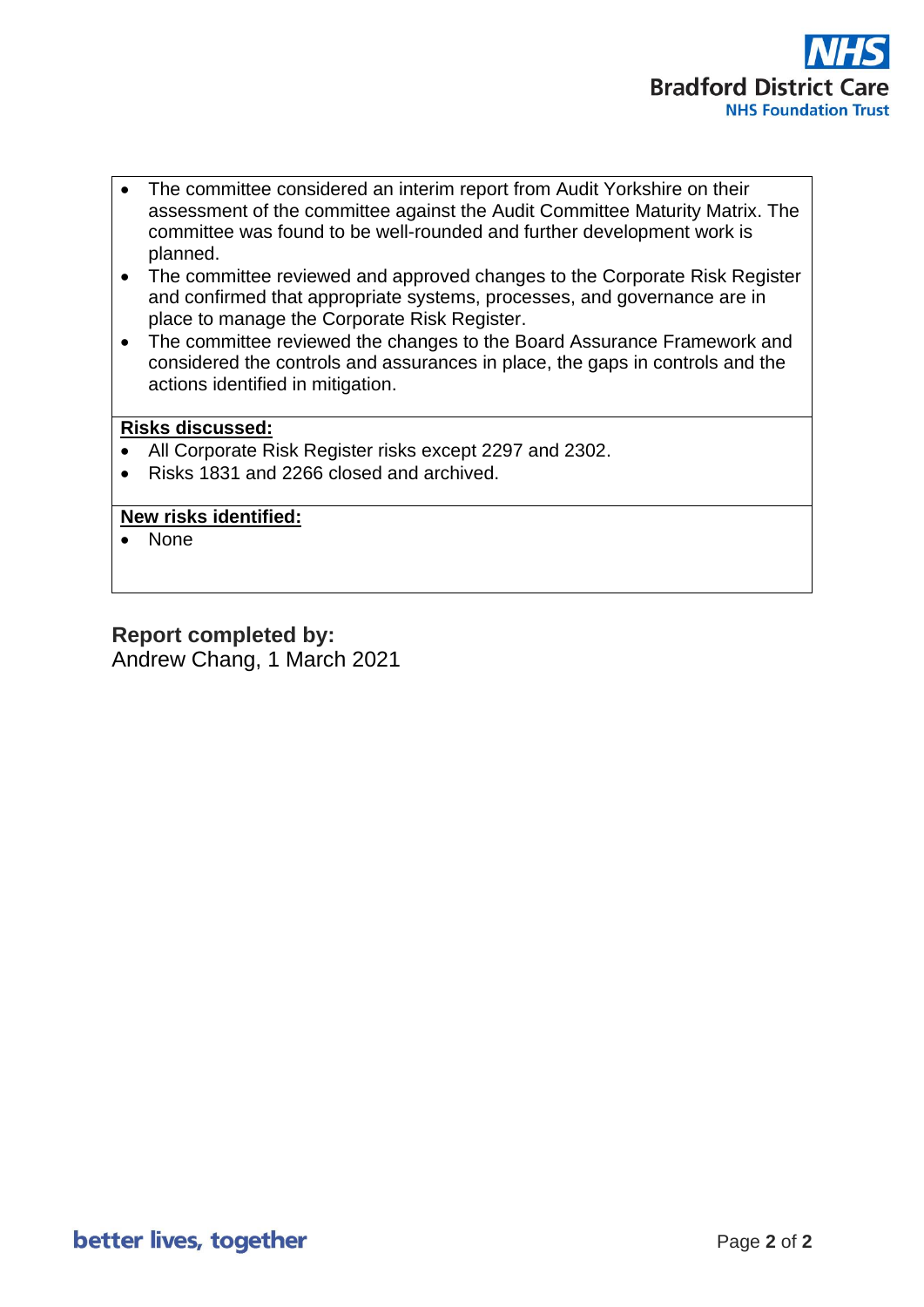- The committee considered an interim report from Audit Yorkshire on their assessment of the committee against the Audit Committee Maturity Matrix. The committee was found to be well-rounded and further development work is planned.
- The committee reviewed and approved changes to the Corporate Risk Register and confirmed that appropriate systems, processes, and governance are in place to manage the Corporate Risk Register.
- The committee reviewed the changes to the Board Assurance Framework and considered the controls and assurances in place, the gaps in controls and the actions identified in mitigation.

**Risks discussed:**

- All Corporate Risk Register risks except 2297 and 2302.
- Risks 1831 and 2266 closed and archived.

**New risks identified:**

- None

**Report completed by:**
Andrew Chang, 1 March 2021